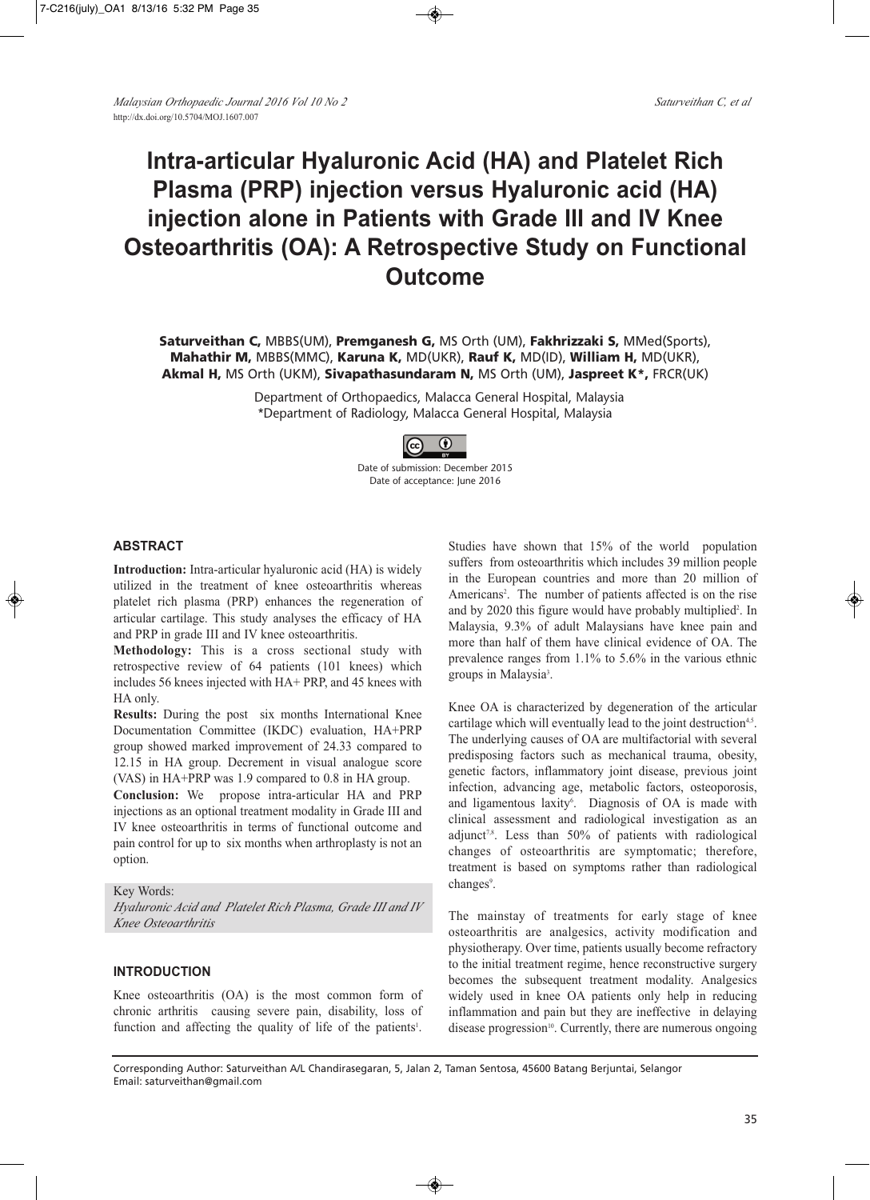# Intra-articular Hyaluronic Acid (HA) and Platelet Rich Plasma (PRP) injection versus Hyaluronic acid (HA) injection alone in Patients with Grade III and IV Knee Osteoarthritis (OA): A Retrospective Study on Functional Outcome

**Saturveithan C,** MBBS(UM), **Premganesh G,** MS Orth (UM), **Fakhrizzaki S,** MMed(Sports), **Mahathir M,** MBBS(MMC), **Karuna K,** MD(UKR), **Rauf K,** MD(ID), **William H,** MD(UKR), **Akmal H,** MS Orth (UKM), **Sivapathasundaram N,** MS Orth (UM), **Jaspreet K\*,** FRCR(UK)

Department of Orthopaedics, Malacca General Hospital, Malaysia
\*Department of Radiology, Malacca General Hospital, Malaysia

Date of submission: December 2015
Date of acceptance: June 2016

## ABSTRACT

**Introduction:** Intra-articular hyaluronic acid (HA) is widely utilized in the treatment of knee osteoarthritis whereas platelet rich plasma (PRP) enhances the regeneration of articular cartilage. This study analyses the efficacy of HA and PRP in grade III and IV knee osteoarthritis.

**Methodology:** This is a cross sectional study with retrospective review of 64 patients (101 knees) which includes 56 knees injected with HA+ PRP, and 45 knees with HA only.

**Results:** During the post six months International Knee Documentation Committee (IKDC) evaluation, HA+PRP group showed marked improvement of 24.33 compared to 12.15 in HA group. Decrement in visual analogue score (VAS) in HA+PRP was 1.9 compared to 0.8 in HA group.

**Conclusion:** We propose intra-articular HA and PRP injections as an optional treatment modality in Grade III and IV knee osteoarthritis in terms of functional outcome and pain control for up to six months when arthroplasty is not an option.

Key Words:
*Hyaluronic Acid and Platelet Rich Plasma, Grade III and IV Knee Osteoarthritis*

## INTRODUCTION

Knee osteoarthritis (OA) is the most common form of chronic arthritis causing severe pain, disability, loss of function and affecting the quality of life of the patients[1]. Studies have shown that 15% of the world population suffers from osteoarthritis which includes 39 million people in the European countries and more than 20 million of Americans[2]. The number of patients affected is on the rise and by 2020 this figure would have probably multiplied[2]. In Malaysia, 9.3% of adult Malaysians have knee pain and more than half of them have clinical evidence of OA. The prevalence ranges from 1.1% to 5.6% in the various ethnic groups in Malaysia[3].

Knee OA is characterized by degeneration of the articular cartilage which will eventually lead to the joint destruction[4,5]. The underlying causes of OA are multifactorial with several predisposing factors such as mechanical trauma, obesity, genetic factors, inflammatory joint disease, previous joint infection, advancing age, metabolic factors, osteoporosis, and ligamentous laxity[6]. Diagnosis of OA is made with clinical assessment and radiological investigation as an adjunct[7,8]. Less than 50% of patients with radiological changes of osteoarthritis are symptomatic; therefore, treatment is based on symptoms rather than radiological changes[9].

The mainstay of treatments for early stage of knee osteoarthritis are analgesics, activity modification and physiotherapy. Over time, patients usually become refractory to the initial treatment regime, hence reconstructive surgery becomes the subsequent treatment modality. Analgesics widely used in knee OA patients only help in reducing inflammation and pain but they are ineffective in delaying disease progression[10]. Currently, there are numerous ongoing

Corresponding Author: Saturveithan A/L Chandirasegaran, 5, Jalan 2, Taman Sentosa, 45600 Batang Berjuntai, Selangor
Email: saturveithan@gmail.com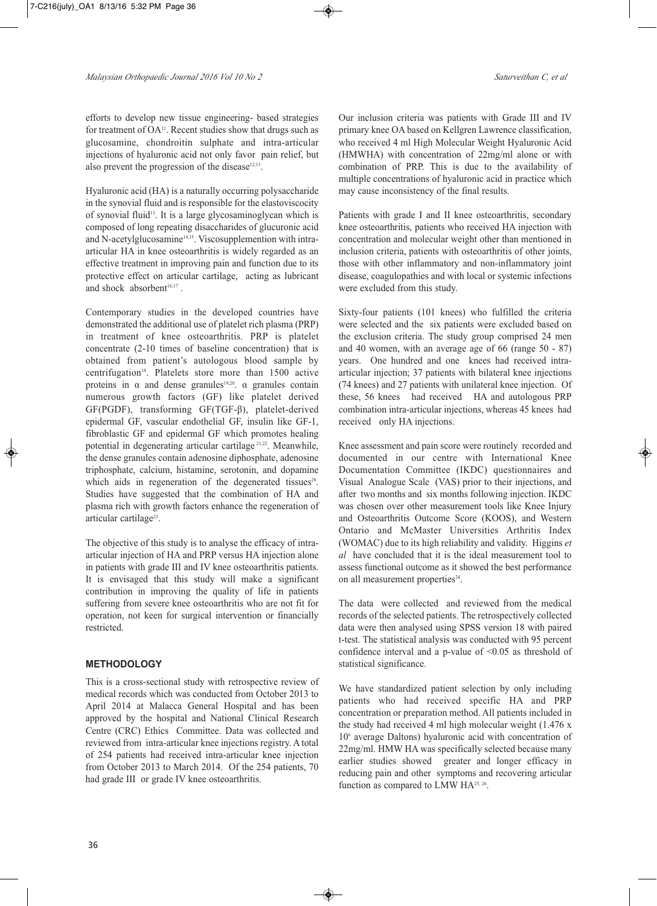efforts to develop new tissue engineering- based strategies for treatment of OA[11]. Recent studies show that drugs such as glucosamine, chondroitin sulphate and intra-articular injections of hyaluronic acid not only favor pain relief, but also prevent the progression of the disease[12,13].

Hyaluronic acid (HA) is a naturally occurring polysaccharide in the synovial fluid and is responsible for the elastoviscocity of synovial fluid[13]. It is a large glycosaminoglycan which is composed of long repeating disaccharides of glucuronic acid and N-acetylglucosamine[14,15]. Viscosupplemention with intra-articular HA in knee osteoarthritis is widely regarded as an effective treatment in improving pain and function due to its protective effect on articular cartilage, acting as lubricant and shock absorbent[16,17].

Contemporary studies in the developed countries have demonstrated the additional use of platelet rich plasma (PRP) in treatment of knee osteoarthritis. PRP is platelet concentrate (2-10 times of baseline concentration) that is obtained from patient's autologous blood sample by centrifugation[18]. Platelets store more than 1500 active proteins in α and dense granules[19,20]. α granules contain numerous growth factors (GF) like platelet derived GF(PGDF), transforming GF(TGF-β), platelet-derived epidermal GF, vascular endothelial GF, insulin like GF-1, fibroblastic GF and epidermal GF which promotes healing potential in degenerating articular cartilage[21,22]. Meanwhile, the dense granules contain adenosine diphosphate, adenosine triphosphate, calcium, histamine, serotonin, and dopamine which aids in regeneration of the degenerated tissues[20]. Studies have suggested that the combination of HA and plasma rich with growth factors enhance the regeneration of articular cartilage[23].

The objective of this study is to analyse the efficacy of intra-articular injection of HA and PRP versus HA injection alone in patients with grade III and IV knee osteoarthritis patients. It is envisaged that this study will make a significant contribution in improving the quality of life in patients suffering from severe knee osteoarthritis who are not fit for operation, not keen for surgical intervention or financially restricted.

## METHODOLOGY

This is a cross-sectional study with retrospective review of medical records which was conducted from October 2013 to April 2014 at Malacca General Hospital and has been approved by the hospital and National Clinical Research Centre (CRC) Ethics Committee. Data was collected and reviewed from intra-articular knee injections registry. A total of 254 patients had received intra-articular knee injection from October 2013 to March 2014. Of the 254 patients, 70 had grade III or grade IV knee osteoarthritis.

Our inclusion criteria was patients with Grade III and IV primary knee OA based on Kellgren Lawrence classification, who received 4 ml High Molecular Weight Hyaluronic Acid (HMWHA) with concentration of 22mg/ml alone or with combination of PRP. This is due to the availability of multiple concentrations of hyaluronic acid in practice which may cause inconsistency of the final results.

Patients with grade I and II knee osteoarthritis, secondary knee osteoarthritis, patients who received HA injection with concentration and molecular weight other than mentioned in inclusion criteria, patients with osteoarthritis of other joints, those with other inflammatory and non-inflammatory joint disease, coagulopathies and with local or systemic infections were excluded from this study.

Sixty-four patients (101 knees) who fulfilled the criteria were selected and the six patients were excluded based on the exclusion criteria. The study group comprised 24 men and 40 women, with an average age of 66 (range 50 - 87) years. One hundred and one knees had received intra-articular injection; 37 patients with bilateral knee injections (74 knees) and 27 patients with unilateral knee injection. Of these, 56 knees had received HA and autologous PRP combination intra-articular injections, whereas 45 knees had received only HA injections.

Knee assessment and pain score were routinely recorded and documented in our centre with International Knee Documentation Committee (IKDC) questionnaires and Visual Analogue Scale (VAS) prior to their injections, and after two months and six months following injection. IKDC was chosen over other measurement tools like Knee Injury and Osteoarthritis Outcome Score (KOOS), and Western Ontario and McMaster Universities Arthritis Index (WOMAC) due to its high reliability and validity. Higgins *et al* have concluded that it is the ideal measurement tool to assess functional outcome as it showed the best performance on all measurement properties[24].

The data were collected and reviewed from the medical records of the selected patients. The retrospectively collected data were then analysed using SPSS version 18 with paired t-test. The statistical analysis was conducted with 95 percent confidence interval and a p-value of $<0.05$ as threshold of statistical significance.

We have standardized patient selection by only including patients who had received specific HA and PRP concentration or preparation method. All patients included in the study had received 4 ml high molecular weight ($1.476 \times 10^6$ average Daltons) hyaluronic acid with concentration of 22mg/ml. HMW HA was specifically selected because many earlier studies showed greater and longer efficacy in reducing pain and other symptoms and recovering articular function as compared to LMW HA[25, 26].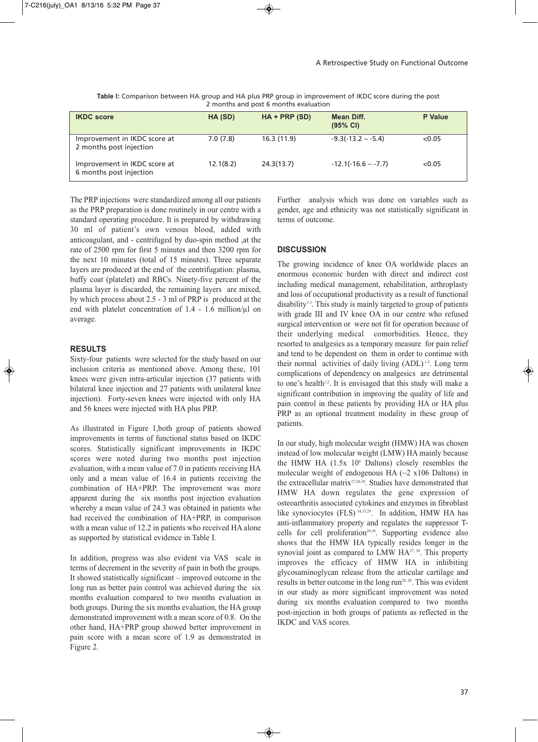**Table I:** Comparison between HA group and HA plus PRP group in improvement of IKDC score during the post 2 months and post 6 months evaluation

| IKDC score | HA (SD) | HA + PRP (SD) | Mean Diff. (95% CI) | P Value |
|---|---|---|---|---|
| Improvement in IKDC score at 2 months post injection | 7.0 (7.8) | 16.3 (11.9) | -9.3(-13.2 – -5.4) | <0.05 |
| Improvement in IKDC score at 6 months post injection | 12.1(8.2) | 24.3(13.7) | -12.1(-16.6 – -7.7) | <0.05 |

The PRP injections were standardized among all our patients as the PRP preparation is done routinely in our centre with a standard operating procedure. It is prepared by withdrawing 30 ml of patient's own venous blood, added with anticoagulant, and - centrifuged by duo-spin method ,at the rate of 2500 rpm for first 5 minutes and then 3200 rpm for the next 10 minutes (total of 15 minutes). Three separate layers are produced at the end of the centrifugation: plasma, buffy coat (platelet) and RBCs. Ninety-five percent of the plasma layer is discarded, the remaining layers are mixed, by which process about 2.5 - 3 ml of PRP is produced at the end with platelet concentration of 1.4 - 1.6 million/µl on average.

## RESULTS

Sixty-four patients were selected for the study based on our inclusion criteria as mentioned above. Among these, 101 knees were given intra-articular injection (37 patients with bilateral knee injection and 27 patients with unilateral knee injection). Forty-seven knees were injected with only HA and 56 knees were injected with HA plus PRP.

As illustrated in Figure 1,both group of patients showed improvements in terms of functional status based on IKDC scores. Statistically significant improvements in IKDC scores were noted during two months post injection evaluation, with a mean value of 7.0 in patients receiving HA only and a mean value of 16.4 in patients receiving the combination of HA+PRP. The improvement was more apparent during the six months post injection evaluation whereby a mean value of 24.3 was obtained in patients who had received the combination of HA+PRP, in comparison with a mean value of 12.2 in patients who received HA alone as supported by statistical evidence in Table I.

In addition, progress was also evident via VAS scale in terms of decrement in the severity of pain in both the groups. It showed statistically significant – improved outcome in the long run as better pain control was achieved during the six months evaluation compared to two months evaluation in both groups. During the six months evaluation, the HA group demonstrated improvement with a mean score of 0.8. On the other hand, HA+PRP group showed better improvement in pain score with a mean score of 1.9 as demonstrated in Figure 2.

Further analysis which was done on variables such as gender, age and ethnicity was not statistically significant in terms of outcome.

## DISCUSSION

The growing incidence of knee OA worldwide places an enormous economic burden with direct and indirect cost including medical management, rehabilitation, arthroplasty and loss of occupational productivity as a result of functional disability[1-3]. This study is mainly targeted to group of patients with grade III and IV knee OA in our centre who refused surgical intervention or were not fit for operation because of their underlying medical comorbidities. Hence, they resorted to analgesics as a temporary measure for pain relief and tend to be dependent on them in order to continue with their normal activities of daily living (ADL)[1,2]. Long term complications of dependency on analgesics are detrimental to one's health[1,2]. It is envisaged that this study will make a significant contribution in improving the quality of life and pain control in these patients by providing HA or HA plus PRP as an optional treatment modality in these group of patients.

In our study, high molecular weight (HMW) HA was chosen instead of low molecular weight (LMW) HA mainly because the HMW HA (1.5x $10^6$ Daltons) closely resembles the molecular weight of endogenous HA (~2 x106 Daltons) in the extracellular matrix[27,28,30]. Studies have demonstrated that HMW HA down regulates the gene expression of osteoarthritis associated cytokines and enzymes in fibroblast like synoviocytes (FLS)[14,15,29]. In addition, HMW HA has anti-inflammatory property and regulates the suppressor T-cells for cell proliferation[29,30]. Supporting evidence also shows that the HMW HA typically resides longer in the synovial joint as compared to LMW HA[27,30]. This property improves the efficacy of HMW HA in inhibiting glycosaminoglycan release from the articular cartilage and results in better outcome in the long run[28,30]. This was evident in our study as more significant improvement was noted during six months evaluation compared to two months post-injection in both groups of patients as reflected in the IKDC and VAS scores.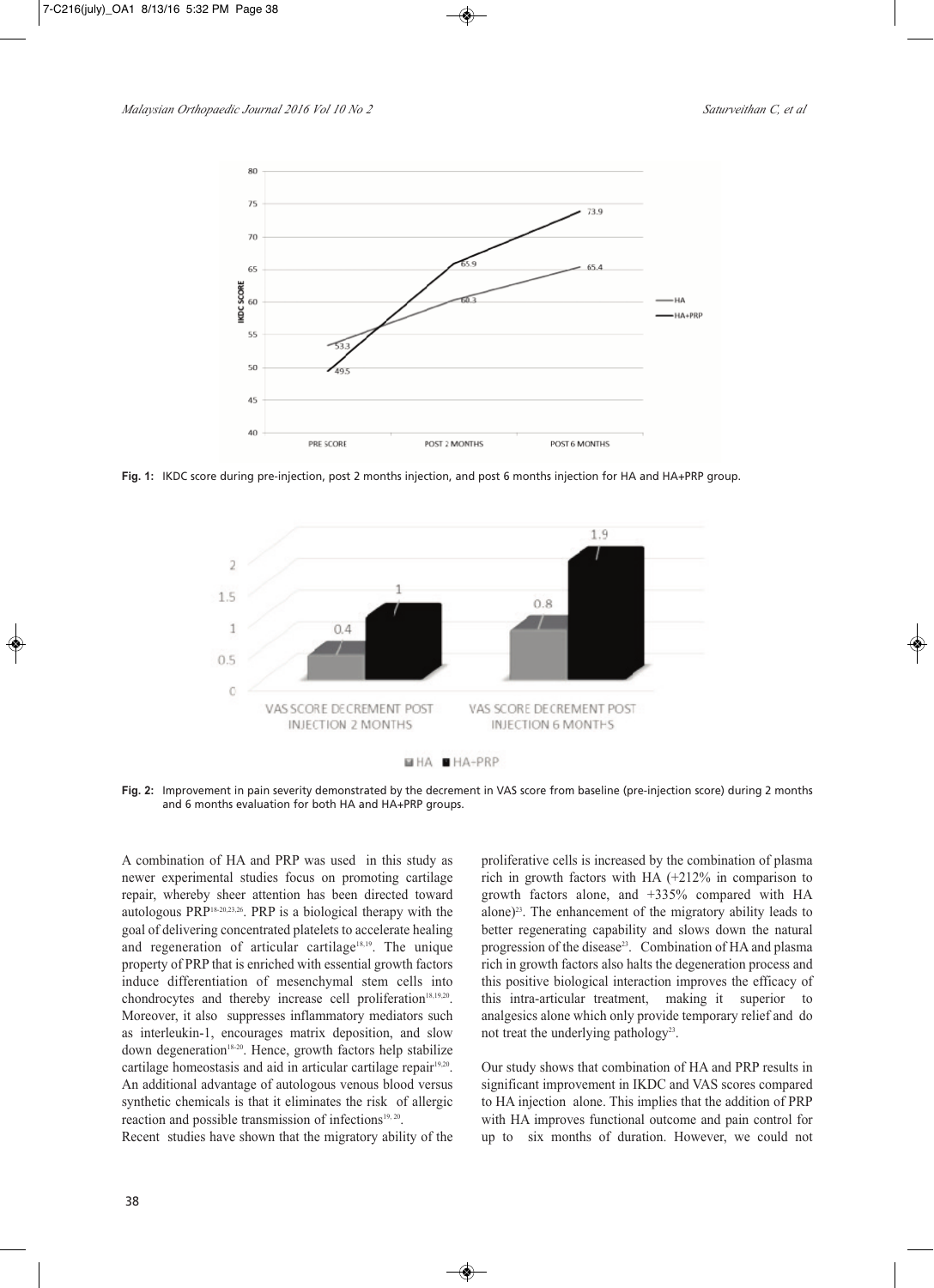Fig. 1: IKDC score during pre-injection, post 2 months injection, and post 6 months injection for HA and HA+PRP group.

Fig. 2: Improvement in pain severity demonstrated by the decrement in VAS score from baseline (pre-injection score) during 2 months and 6 months evaluation for both HA and HA+PRP groups.

A combination of HA and PRP was used in this study as newer experimental studies focus on promoting cartilage repair, whereby sheer attention has been directed toward autologous PRP[18-20,23,26]. PRP is a biological therapy with the goal of delivering concentrated platelets to accelerate healing and regeneration of articular cartilage[18,19]. The unique property of PRP that is enriched with essential growth factors induce differentiation of mesenchymal stem cells into chondrocytes and thereby increase cell proliferation[18,19,20]. Moreover, it also suppresses inflammatory mediators such as interleukin-1, encourages matrix deposition, and slow down degeneration[18-20]. Hence, growth factors help stabilize cartilage homeostasis and aid in articular cartilage repair[19,20]. An additional advantage of autologous venous blood versus synthetic chemicals is that it eliminates the risk of allergic reaction and possible transmission of infections[19, 20].

Recent studies have shown that the migratory ability of the proliferative cells is increased by the combination of plasma rich in growth factors with HA (+212% in comparison to growth factors alone, and +335% compared with HA alone)[23]. The enhancement of the migratory ability leads to better regenerating capability and slows down the natural progression of the disease[23]. Combination of HA and plasma rich in growth factors also halts the degeneration process and this positive biological interaction improves the efficacy of this intra-articular treatment, making it superior to analgesics alone which only provide temporary relief and do not treat the underlying pathology[23].

Our study shows that combination of HA and PRP results in significant improvement in IKDC and VAS scores compared to HA injection alone. This implies that the addition of PRP with HA improves functional outcome and pain control for up to six months of duration. However, we could not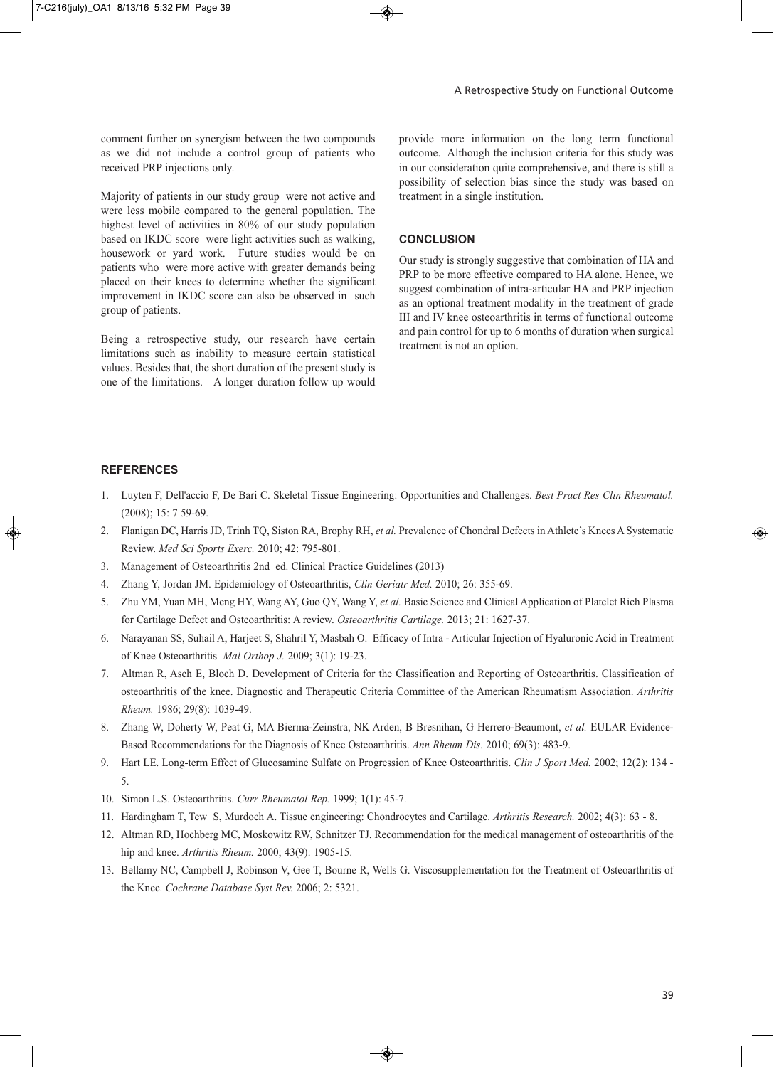comment further on synergism between the two compounds as we did not include a control group of patients who received PRP injections only.

Majority of patients in our study group were not active and were less mobile compared to the general population. The highest level of activities in 80% of our study population based on IKDC score were light activities such as walking, housework or yard work. Future studies would be on patients who were more active with greater demands being placed on their knees to determine whether the significant improvement in IKDC score can also be observed in such group of patients.

Being a retrospective study, our research have certain limitations such as inability to measure certain statistical values. Besides that, the short duration of the present study is one of the limitations. A longer duration follow up would provide more information on the long term functional outcome. Although the inclusion criteria for this study was in our consideration quite comprehensive, and there is still a possibility of selection bias since the study was based on treatment in a single institution.

## CONCLUSION

Our study is strongly suggestive that combination of HA and PRP to be more effective compared to HA alone. Hence, we suggest combination of intra-articular HA and PRP injection as an optional treatment modality in the treatment of grade III and IV knee osteoarthritis in terms of functional outcome and pain control for up to 6 months of duration when surgical treatment is not an option.

## REFERENCES

1. Luyten F, Dell'accio F, De Bari C. Skeletal Tissue Engineering: Opportunities and Challenges. *Best Pract Res Clin Rheumatol.* (2008); 15: 7 59-69.
2. Flanigan DC, Harris JD, Trinh TQ, Siston RA, Brophy RH, *et al.* Prevalence of Chondral Defects in Athlete's Knees A Systematic Review. *Med Sci Sports Exerc.* 2010; 42: 795-801.
3. Management of Osteoarthritis 2nd ed. Clinical Practice Guidelines (2013)
4. Zhang Y, Jordan JM. Epidemiology of Osteoarthritis, *Clin Geriatr Med.* 2010; 26: 355-69.
5. Zhu YM, Yuan MH, Meng HY, Wang AY, Guo QY, Wang Y, *et al.* Basic Science and Clinical Application of Platelet Rich Plasma for Cartilage Defect and Osteoarthritis: A review. *Osteoarthritis Cartilage.* 2013; 21: 1627-37.
6. Narayanan SS, Suhail A, Harjeet S, Shahril Y, Masbah O. Efficacy of Intra - Articular Injection of Hyaluronic Acid in Treatment of Knee Osteoarthritis *Mal Orthop J.* 2009; 3(1): 19-23.
7. Altman R, Asch E, Bloch D. Development of Criteria for the Classification and Reporting of Osteoarthritis. Classification of osteoarthritis of the knee. Diagnostic and Therapeutic Criteria Committee of the American Rheumatism Association. *Arthritis Rheum.* 1986; 29(8): 1039-49.
8. Zhang W, Doherty W, Peat G, MA Bierma-Zeinstra, NK Arden, B Bresnihan, G Herrero-Beaumont, *et al.* EULAR Evidence-Based Recommendations for the Diagnosis of Knee Osteoarthritis. *Ann Rheum Dis.* 2010; 69(3): 483-9.
9. Hart LE. Long-term Effect of Glucosamine Sulfate on Progression of Knee Osteoarthritis. *Clin J Sport Med.* 2002; 12(2): 134 - 5.
10. Simon L.S. Osteoarthritis. *Curr Rheumatol Rep.* 1999; 1(1): 45-7.
11. Hardingham T, Tew S, Murdoch A. Tissue engineering: Chondrocytes and Cartilage. *Arthritis Research.* 2002; 4(3): 63 - 8.
12. Altman RD, Hochberg MC, Moskowitz RW, Schnitzer TJ. Recommendation for the medical management of osteoarthritis of the hip and knee. *Arthritis Rheum.* 2000; 43(9): 1905-15.
13. Bellamy NC, Campbell J, Robinson V, Gee T, Bourne R, Wells G. Viscosupplementation for the Treatment of Osteoarthritis of the Knee. *Cochrane Database Syst Rev.* 2006; 2: 5321.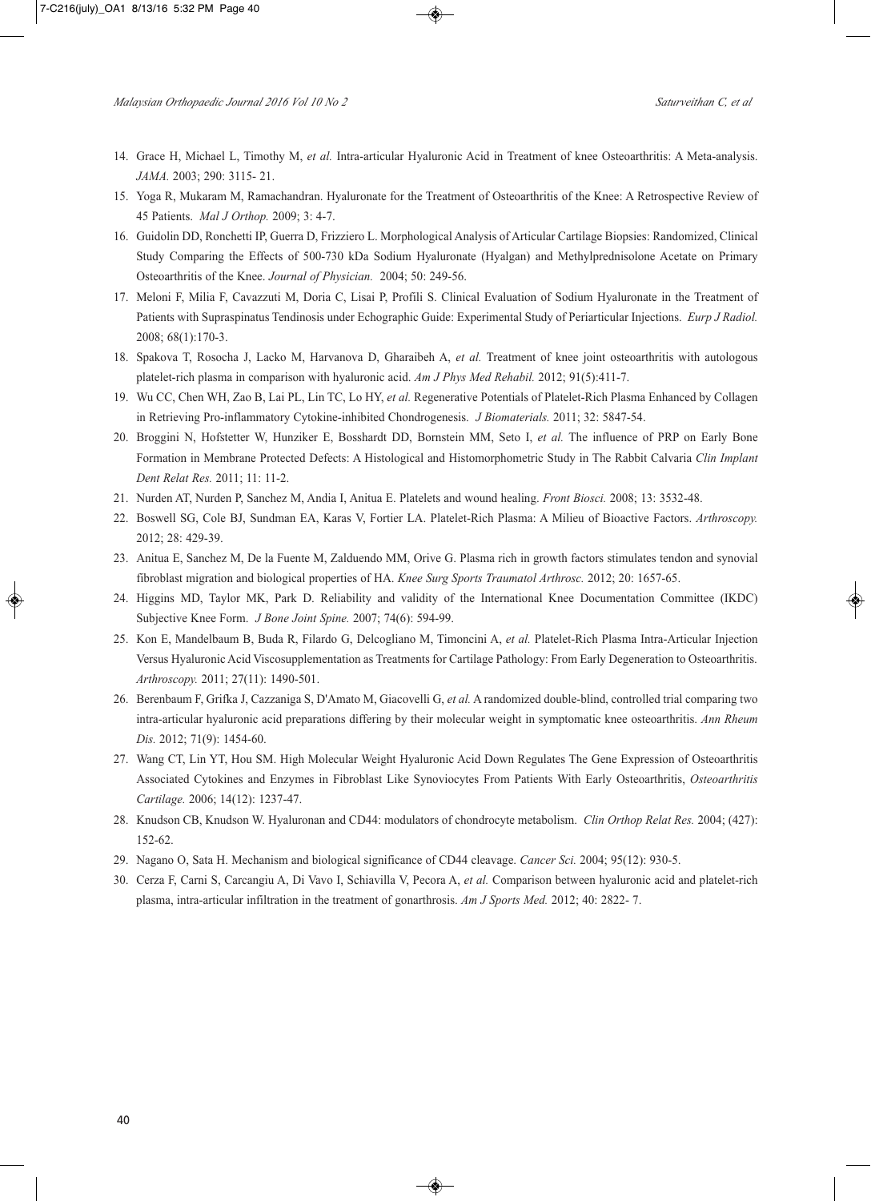14. Grace H, Michael L, Timothy M, *et al.* Intra-articular Hyaluronic Acid in Treatment of knee Osteoarthritis: A Meta-analysis. *JAMA.* 2003; 290: 3115- 21.
15. Yoga R, Mukaram M, Ramachandran. Hyaluronate for the Treatment of Osteoarthritis of the Knee: A Retrospective Review of 45 Patients. *Mal J Orthop.* 2009; 3: 4-7.
16. Guidolin DD, Ronchetti IP, Guerra D, Frizziero L. Morphological Analysis of Articular Cartilage Biopsies: Randomized, Clinical Study Comparing the Effects of 500-730 kDa Sodium Hyaluronate (Hyalgan) and Methylprednisolone Acetate on Primary Osteoarthritis of the Knee. *Journal of Physician.* 2004; 50: 249-56.
17. Meloni F, Milia F, Cavazzuti M, Doria C, Lisai P, Profili S. Clinical Evaluation of Sodium Hyaluronate in the Treatment of Patients with Supraspinatus Tendinosis under Echographic Guide: Experimental Study of Periarticular Injections. *Eurp J Radiol.* 2008; 68(1):170-3.
18. Spakova T, Rosocha J, Lacko M, Harvanova D, Gharaibeh A, *et al.* Treatment of knee joint osteoarthritis with autologous platelet-rich plasma in comparison with hyaluronic acid. *Am J Phys Med Rehabil.* 2012; 91(5):411-7.
19. Wu CC, Chen WH, Zao B, Lai PL, Lin TC, Lo HY, *et al.* Regenerative Potentials of Platelet-Rich Plasma Enhanced by Collagen in Retrieving Pro-inflammatory Cytokine-inhibited Chondrogenesis. *J Biomaterials.* 2011; 32: 5847-54.
20. Broggini N, Hofstetter W, Hunziker E, Bosshardt DD, Bornstein MM, Seto I, *et al.* The influence of PRP on Early Bone Formation in Membrane Protected Defects: A Histological and Histomorphometric Study in The Rabbit Calvaria *Clin Implant Dent Relat Res.* 2011; 11: 11-2.
21. Nurden AT, Nurden P, Sanchez M, Andia I, Anitua E. Platelets and wound healing. *Front Biosci.* 2008; 13: 3532-48.
22. Boswell SG, Cole BJ, Sundman EA, Karas V, Fortier LA. Platelet-Rich Plasma: A Milieu of Bioactive Factors. *Arthroscopy.* 2012; 28: 429-39.
23. Anitua E, Sanchez M, De la Fuente M, Zalduendo MM, Orive G. Plasma rich in growth factors stimulates tendon and synovial fibroblast migration and biological properties of HA. *Knee Surg Sports Traumatol Arthrosc.* 2012; 20: 1657-65.
24. Higgins MD, Taylor MK, Park D. Reliability and validity of the International Knee Documentation Committee (IKDC) Subjective Knee Form. *J Bone Joint Spine.* 2007; 74(6): 594-99.
25. Kon E, Mandelbaum B, Buda R, Filardo G, Delcogliano M, Timoncini A, *et al.* Platelet-Rich Plasma Intra-Articular Injection Versus Hyaluronic Acid Viscosupplementation as Treatments for Cartilage Pathology: From Early Degeneration to Osteoarthritis. *Arthroscopy.* 2011; 27(11): 1490-501.
26. Berenbaum F, Grifka J, Cazzaniga S, D'Amato M, Giacovelli G, *et al.* A randomized double-blind, controlled trial comparing two intra-articular hyaluronic acid preparations differing by their molecular weight in symptomatic knee osteoarthritis. *Ann Rheum Dis.* 2012; 71(9): 1454-60.
27. Wang CT, Lin YT, Hou SM. High Molecular Weight Hyaluronic Acid Down Regulates The Gene Expression of Osteoarthritis Associated Cytokines and Enzymes in Fibroblast Like Synoviocytes From Patients With Early Osteoarthritis, *Osteoarthritis Cartilage.* 2006; 14(12): 1237-47.
28. Knudson CB, Knudson W. Hyaluronan and CD44: modulators of chondrocyte metabolism. *Clin Orthop Relat Res.* 2004; (427): 152-62.
29. Nagano O, Sata H. Mechanism and biological significance of CD44 cleavage. *Cancer Sci.* 2004; 95(12): 930-5.
30. Cerza F, Carni S, Carcangiu A, Di Vavo I, Schiavilla V, Pecora A, *et al.* Comparison between hyaluronic acid and platelet-rich plasma, intra-articular infiltration in the treatment of gonarthrosis. *Am J Sports Med.* 2012; 40: 2822- 7.